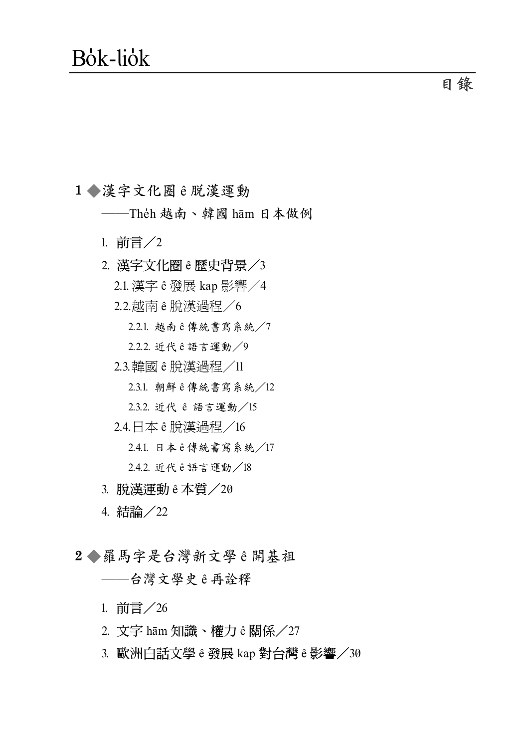# Bo̍k-lio̍k

目錄

## 1 ◆漢字文化圈 ê 脫漢運動

——The̍h 越南、韓國 hām 日本做例

1. 前言／2
2. 漢字文化圈 ê 歷史背景／3
   - 2.1. 漢字 ê 發展 kap 影響／4
   - 2.2. 越南 ê 脫漢過程／6
     - 2.2.1. 越南 ê 傳統書寫系統／7
     - 2.2.2. 近代 ê 語言運動／9
   - 2.3. 韓國 ê 脫漢過程／11
     - 2.3.1. 朝鮮 ê 傳統書寫系統／12
     - 2.3.2. 近代 ê 語言運動／15
   - 2.4. 日本 ê 脫漢過程／16
     - 2.4.1. 日本 ê 傳統書寫系統／17
     - 2.4.2. 近代 ê 語言運動／18
3. 脫漢運動 ê 本質／20
4. 結論／22

## 2 ◆羅馬字是台灣新文學 ê 開基祖

——台灣文學史 ê 再詮釋

1. 前言／26
2. 文字 hām 知識、權力 ê 關係／27
3. 歐洲白話文學 ê 發展 kap 對台灣 ê 影響／30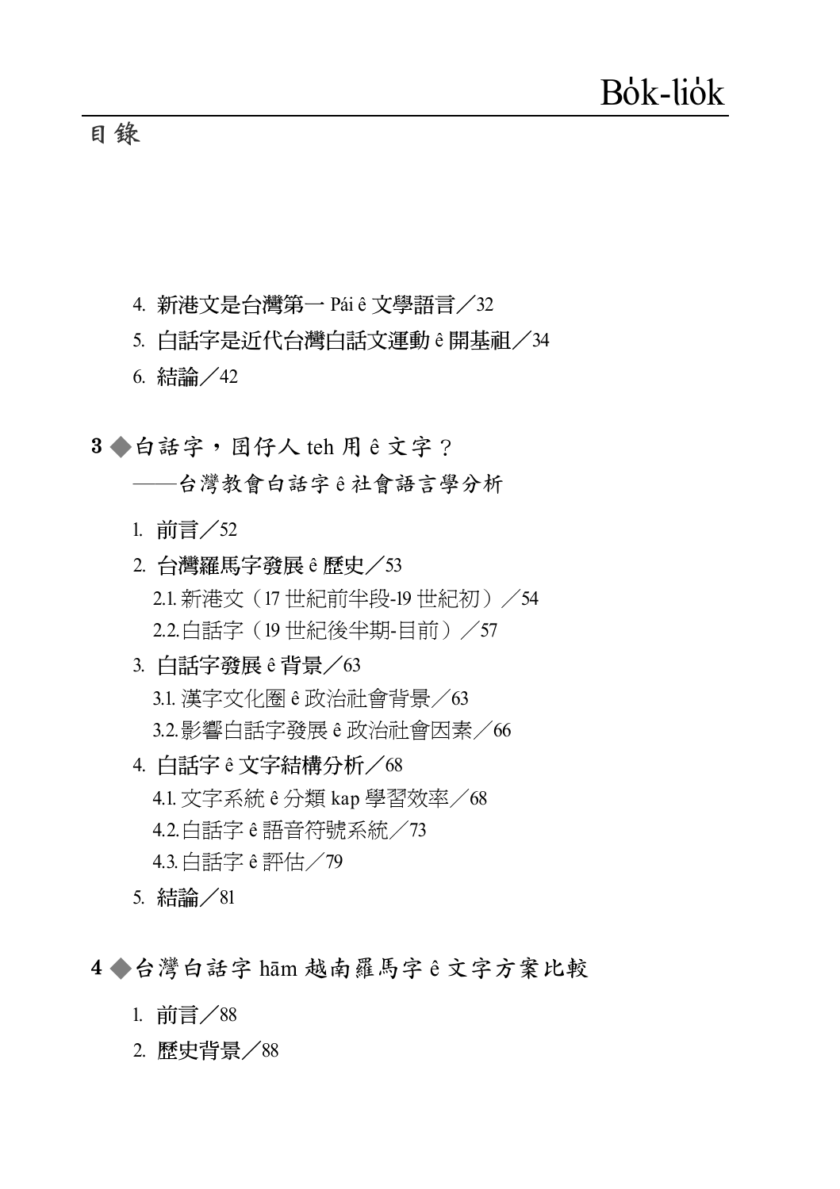# Bo̍k-lio̍k

目錄

4. 新港文是台灣第一 Pái ê 文學語言／32
5. 白話字是近代台灣白話文運動 ê 開基祖／34
6. 結論／42

## 3 ◆白話字，囝仔人 teh 用 ê 文字？
### ——台灣教會白話字 ê 社會語言學分析

1. 前言／52
2. 台灣羅馬字發展 ê 歷史／53
   - 2.1. 新港文（17 世紀前半段-19 世紀初）／54
   - 2.2. 白話字（19 世紀後半期-目前）／57
3. 白話字發展 ê 背景／63
   - 3.1. 漢字文化圈 ê 政治社會背景／63
   - 3.2. 影響白話字發展 ê 政治社會因素／66
4. 白話字 ê 文字結構分析／68
   - 4.1. 文字系統 ê 分類 kap 學習效率／68
   - 4.2. 白話字 ê 語音符號系統／73
   - 4.3. 白話字 ê 評估／79
5. 結論／81

## 4 ◆台灣白話字 hām 越南羅馬字 ê 文字方案比較

1. 前言／88
2. 歷史背景／88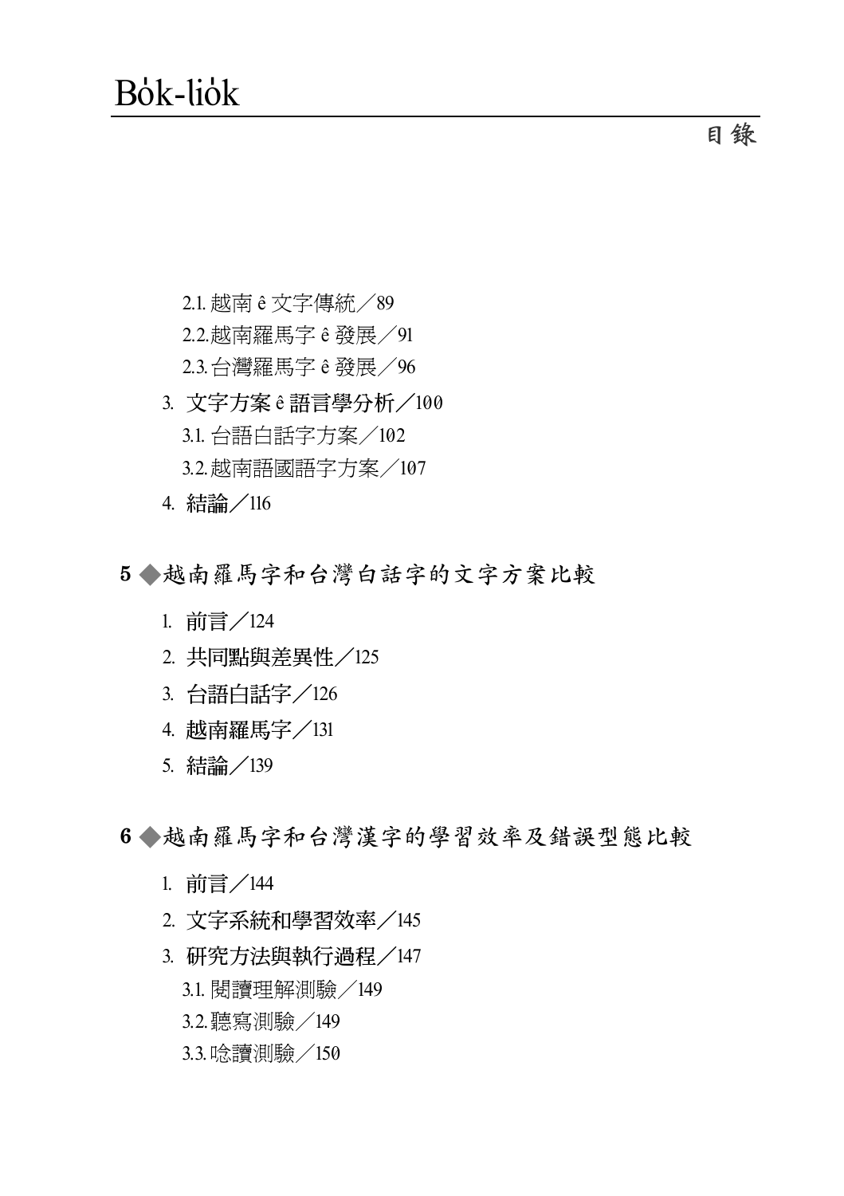2.1. 越南 ê 文字傳統／89

2.2.越南羅馬字 ê 發展／91

2.3.台灣羅馬字 ê 發展／96

3. **文字方案 ê 語言學分析**／100

3.1. 台語白話字方案／102

3.2.越南語國語字方案／107

4. **結論**／116

## 5 ◆越南羅馬字和台灣白話字的文字方案比較

1. **前言**／124
2. **共同點與差異性**／125
3. **台語白話字**／126
4. **越南羅馬字**／131
5. **結論**／139

## 6 ◆越南羅馬字和台灣漢字的學習效率及錯誤型態比較

1. **前言**／144
2. **文字系統和學習效率**／145
3. **研究方法與執行過程**／147

3.1. 閱讀理解測驗／149

3.2.聽寫測驗／149

3.3.唸讀測驗／150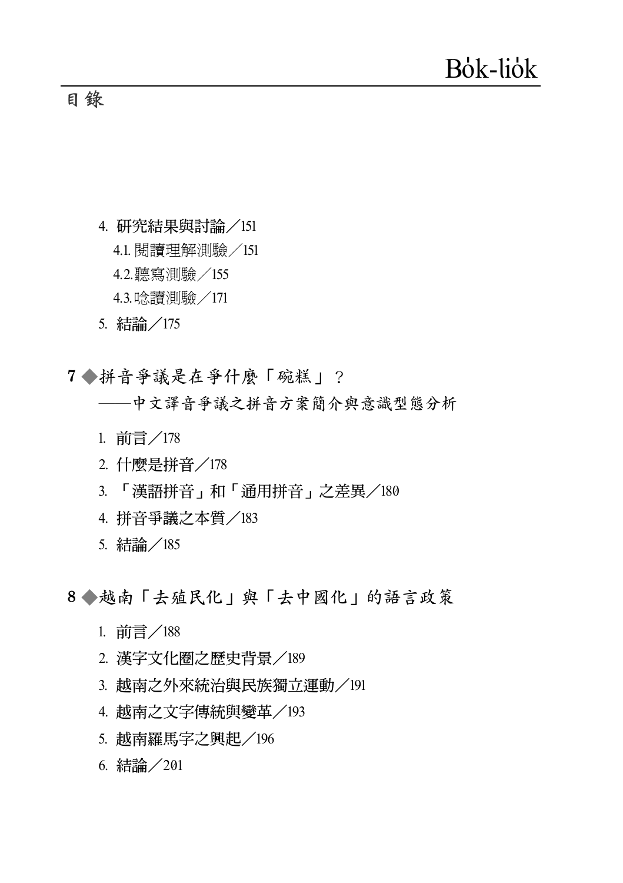4. 研究結果與討論／151
   - 4.1. 閱讀理解測驗／151
   - 4.2. 聽寫測驗／155
   - 4.3. 唸讀測驗／171
5. 結論／175

## 7 ◆拼音爭議是在爭什麼「碗糕」？

### ——中文譯音爭議之拼音方案簡介與意識型態分析

1. 前言／178
2. 什麼是拼音／178
3. 「漢語拼音」和「通用拼音」之差異／180
4. 拼音爭議之本質／183
5. 結論／185

## 8 ◆越南「去殖民化」與「去中國化」的語言政策

1. 前言／188
2. 漢字文化圈之歷史背景／189
3. 越南之外來統治與民族獨立運動／191
4. 越南之文字傳統與變革／193
5. 越南羅馬字之興起／196
6. 結論／201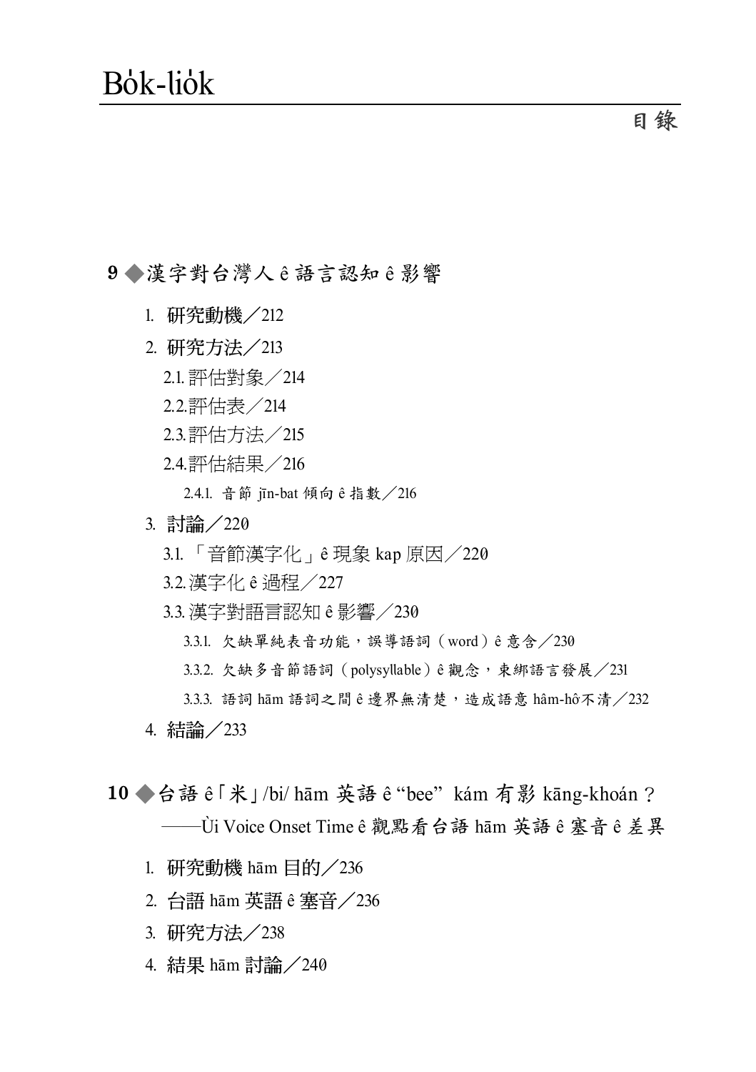# Bo̍k-lio̍k

目錄

## 9 ◆漢字對台灣人 ê 語言認知 ê 影響

1. 研究動機／212
2. 研究方法／213
   - 2.1. 評估對象／214
   - 2.2.評估表／214
   - 2.3.評估方法／215
   - 2.4.評估結果／216
     - 2.4.1. 音節 jīn-bat 傾向 ê 指數／216
3. 討論／220
   - 3.1. 「音節漢字化」ê 現象 kap 原因／220
   - 3.2. 漢字化 ê 過程／227
   - 3.3. 漢字對語言認知 ê 影響／230
     - 3.3.1. 欠缺單純表音功能，誤導語詞（word）ê 意含／230
     - 3.3.2. 欠缺多音節語詞（polysyllable）ê 觀念，束綁語言發展／231
     - 3.3.3. 語詞 hām 語詞之間 ê 邊界無清楚，造成語意 hâm-hô͘不清／232
4. 結論／233

## 10 ◆台語 ê「米」/bi/ hām 英語 ê “bee” kám 有影 kāng-khoán？——Ùi Voice Onset Time ê 觀點看台語 hām 英語 ê 塞音 ê 差異

1. 研究動機 hām 目的／236
2. 台語 hām 英語 ê 塞音／236
3. 研究方法／238
4. 結果 hām 討論／240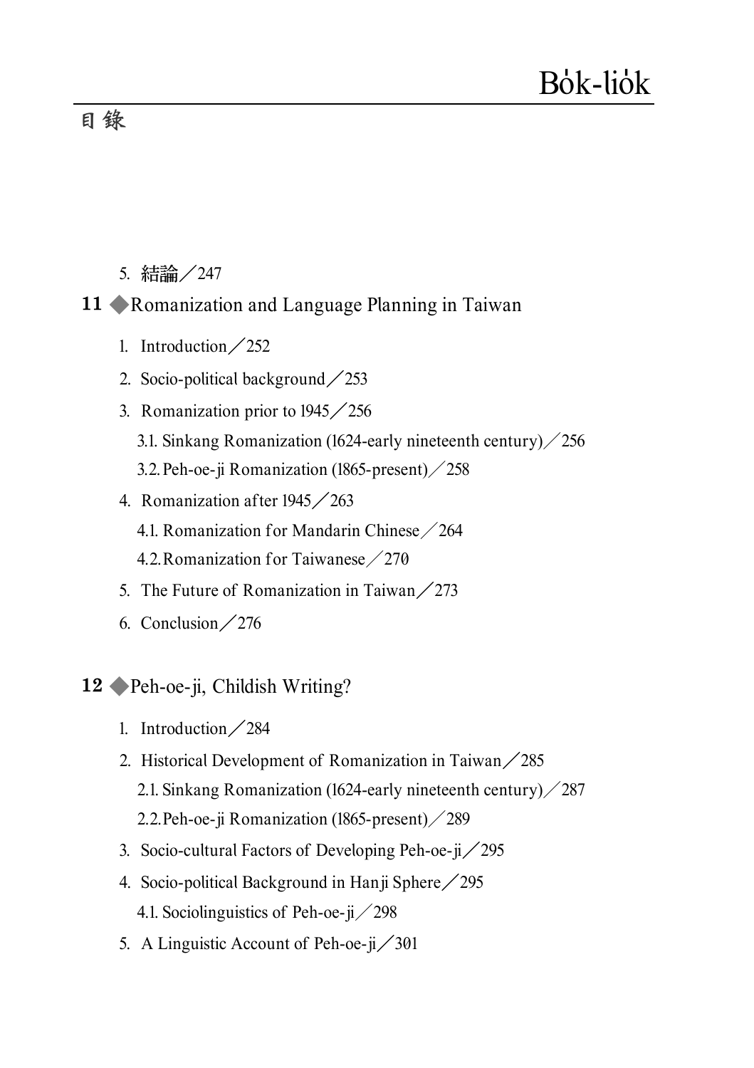5. 結論／247

## 11 ◆Romanization and Language Planning in Taiwan

1. Introduction／252
2. Socio-political background／253
3. Romanization prior to 1945／256
   3.1. Sinkang Romanization (1624-early nineteenth century)／256
   3.2. Peh-oe-ji Romanization (1865-present)／258
4. Romanization after 1945／263
   4.1. Romanization for Mandarin Chinese／264
   4.2. Romanization for Taiwanese／270
5. The Future of Romanization in Taiwan／273
6. Conclusion／276

## 12 ◆Peh-oe-ji, Childish Writing?

1. Introduction／284
2. Historical Development of Romanization in Taiwan／285
   2.1. Sinkang Romanization (1624-early nineteenth century)／287
   2.2. Peh-oe-ji Romanization (1865-present)／289
3. Socio-cultural Factors of Developing Peh-oe-ji／295
4. Socio-political Background in Hanji Sphere／295
   4.1. Sociolinguistics of Peh-oe-ji／298
5. A Linguistic Account of Peh-oe-ji／301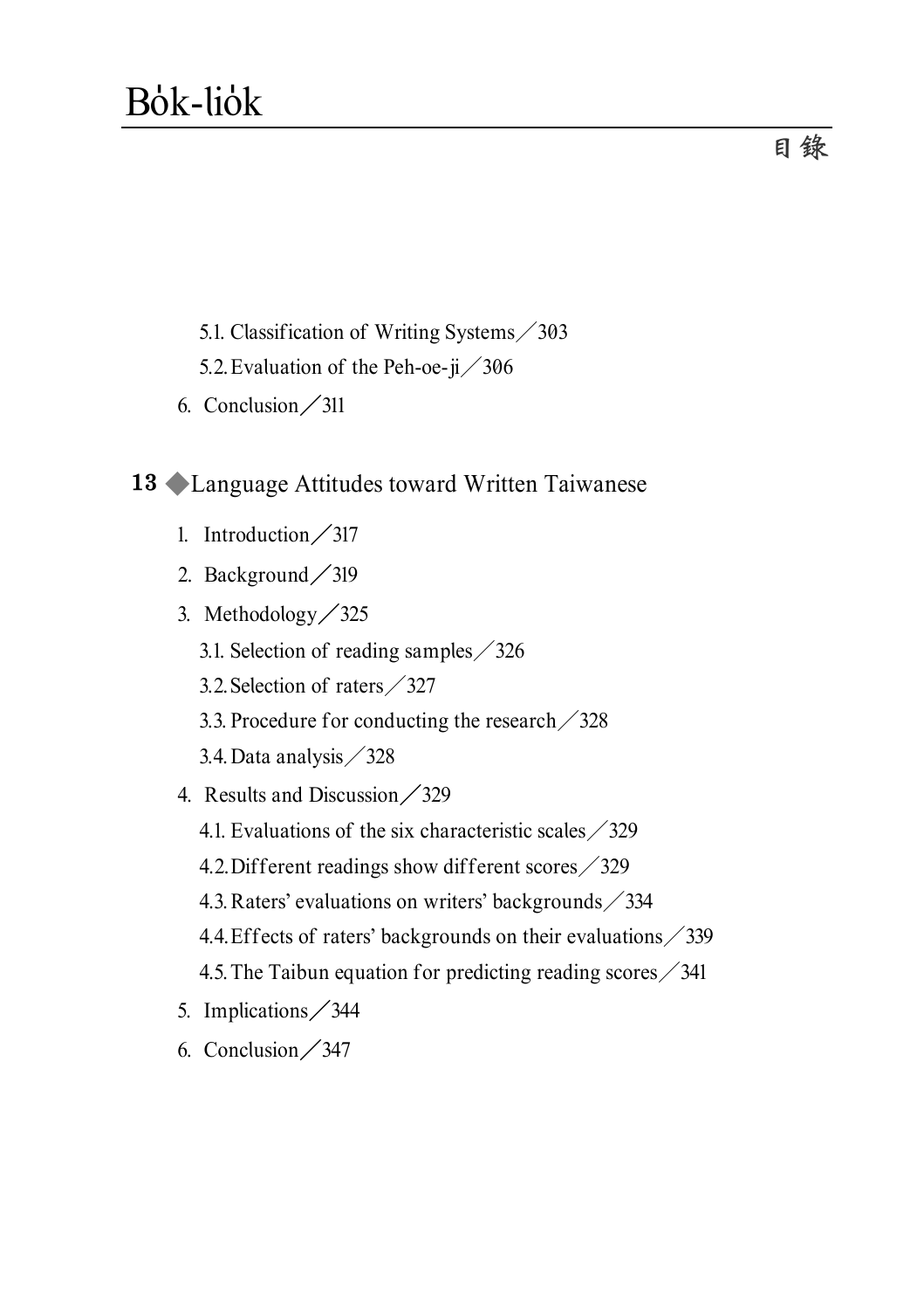5.1. Classification of Writing Systems／303

5.2. Evaluation of the Peh-oe-ji／306

6. Conclusion／311

## 13 ◆Language Attitudes toward Written Taiwanese

1. Introduction／317
2. Background／319
3. Methodology／325
   - 3.1. Selection of reading samples／326
   - 3.2. Selection of raters／327
   - 3.3. Procedure for conducting the research／328
   - 3.4. Data analysis／328
4. Results and Discussion／329
   - 4.1. Evaluations of the six characteristic scales／329
   - 4.2. Different readings show different scores／329
   - 4.3. Raters' evaluations on writers' backgrounds／334
   - 4.4. Effects of raters' backgrounds on their evaluations／339
   - 4.5. The Taibun equation for predicting reading scores／341
5. Implications／344
6. Conclusion／347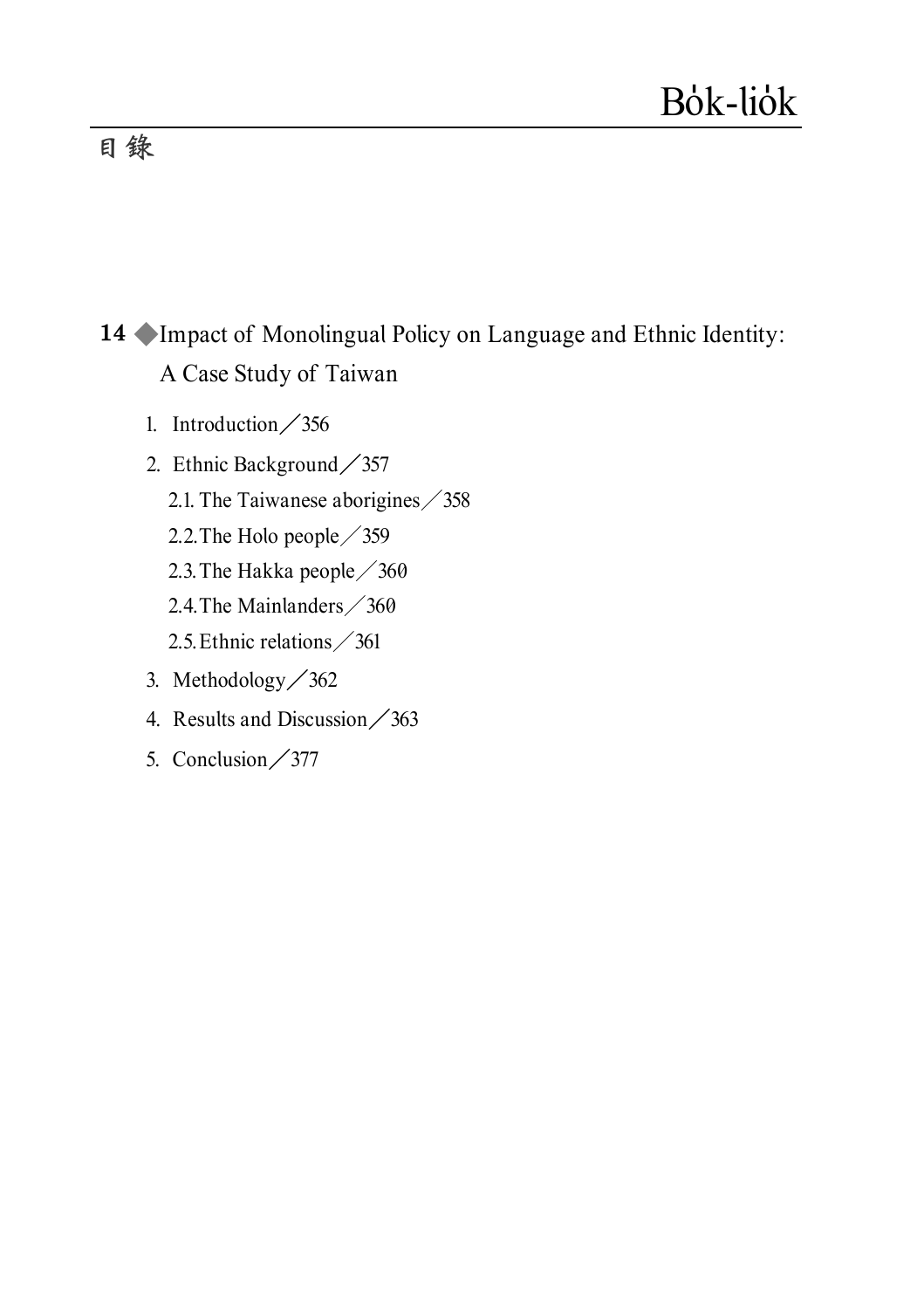# Bo̍k-lio̍k

## 目錄

**14** ◆Impact of Monolingual Policy on Language and Ethnic Identity: A Case Study of Taiwan

1. Introduction／356
2. Ethnic Background／357
   - 2.1. The Taiwanese aborigines／358
   - 2.2. The Holo people／359
   - 2.3. The Hakka people／360
   - 2.4. The Mainlanders／360
   - 2.5. Ethnic relations／361
3. Methodology／362
4. Results and Discussion／363
5. Conclusion／377